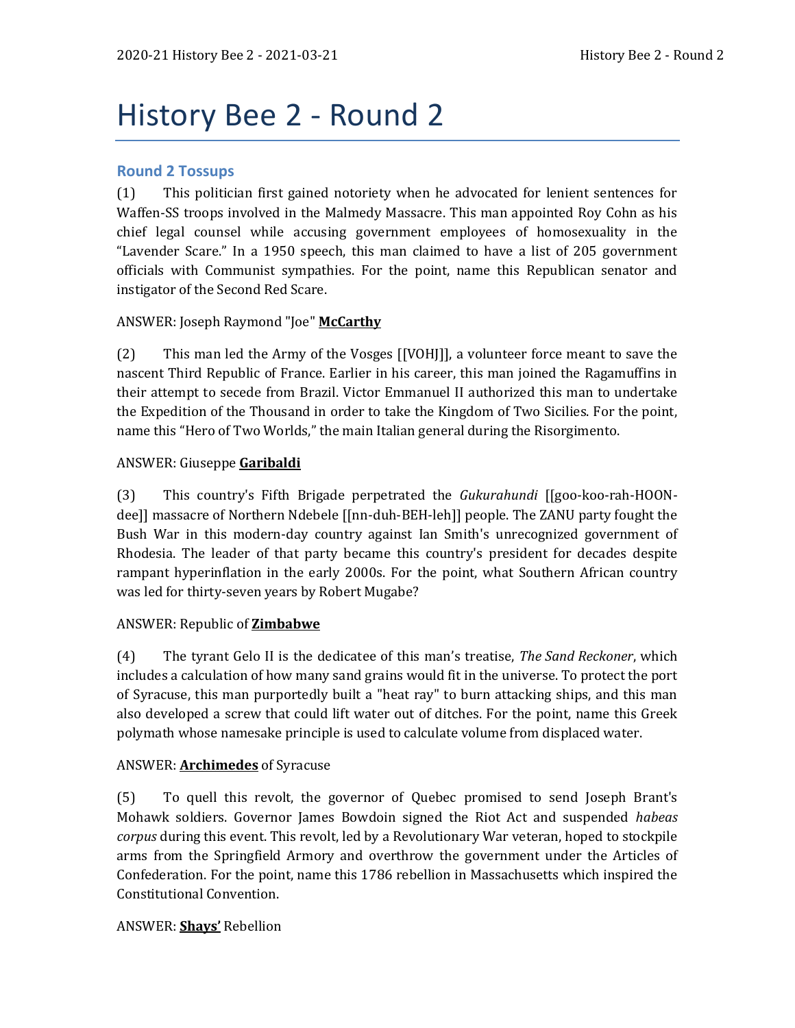# History Bee 2 - Round 2

## Round 2 Tossups

(1) This politician first gained notoriety when he advocated for lenient sentences for Waffen-SS troops involved in the Malmedy Massacre. This man appointed Roy Cohn as his chief legal counsel while accusing government employees of homosexuality in the "Lavender Scare." In a 1950 speech, this man claimed to have a list of 205 government officials with Communist sympathies. For the point, name this Republican senator and instigator of the Second Red Scare.

ANSWER: Joseph Raymond "Joe" **McCarthy**

(2) This man led the Army of the Vosges [[VOHJ]], a volunteer force meant to save the nascent Third Republic of France. Earlier in his career, this man joined the Ragamuffins in their attempt to secede from Brazil. Victor Emmanuel II authorized this man to undertake the Expedition of the Thousand in order to take the Kingdom of Two Sicilies. For the point, name this "Hero of Two Worlds," the main Italian general during the Risorgimento.

ANSWER: Giuseppe **Garibaldi**

(3) This country's Fifth Brigade perpetrated the *Gukurahundi* [[goo-koo-rah-HOON-dee]] massacre of Northern Ndebele [[nn-duh-BEH-leh]] people. The ZANU party fought the Bush War in this modern-day country against Ian Smith's unrecognized government of Rhodesia. The leader of that party became this country's president for decades despite rampant hyperinflation in the early 2000s. For the point, what Southern African country was led for thirty-seven years by Robert Mugabe?

ANSWER: Republic of **Zimbabwe**

(4) The tyrant Gelo II is the dedicatee of this man's treatise, *The Sand Reckoner*, which includes a calculation of how many sand grains would fit in the universe. To protect the port of Syracuse, this man purportedly built a "heat ray" to burn attacking ships, and this man also developed a screw that could lift water out of ditches. For the point, name this Greek polymath whose namesake principle is used to calculate volume from displaced water.

ANSWER: **Archimedes** of Syracuse

(5) To quell this revolt, the governor of Quebec promised to send Joseph Brant's Mohawk soldiers. Governor James Bowdoin signed the Riot Act and suspended *habeas corpus* during this event. This revolt, led by a Revolutionary War veteran, hoped to stockpile arms from the Springfield Armory and overthrow the government under the Articles of Confederation. For the point, name this 1786 rebellion in Massachusetts which inspired the Constitutional Convention.

ANSWER: **Shays'** Rebellion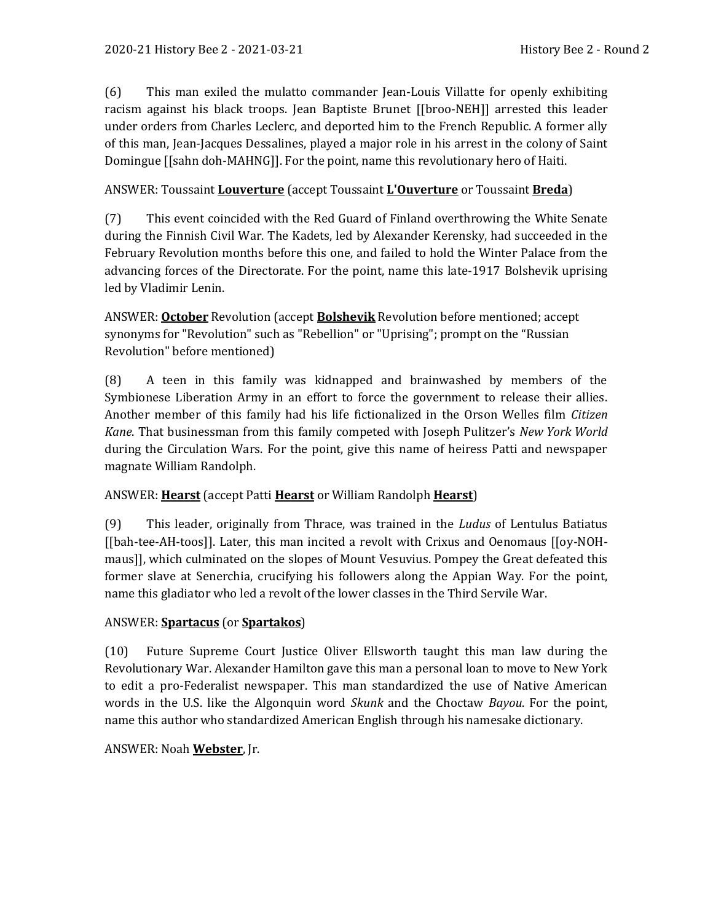(6) This man exiled the mulatto commander Jean-Louis Villatte for openly exhibiting racism against his black troops. Jean Baptiste Brunet [[broo-NEH]] arrested this leader under orders from Charles Leclerc, and deported him to the French Republic. A former ally of this man, Jean-Jacques Dessalines, played a major role in his arrest in the colony of Saint Domingue [[sahn doh-MAHNG]]. For the point, name this revolutionary hero of Haiti.

ANSWER: Toussaint **Louverture** (accept Toussaint **L'Ouverture** or Toussaint **Breda**)

(7) This event coincided with the Red Guard of Finland overthrowing the White Senate during the Finnish Civil War. The Kadets, led by Alexander Kerensky, had succeeded in the February Revolution months before this one, and failed to hold the Winter Palace from the advancing forces of the Directorate. For the point, name this late-1917 Bolshevik uprising led by Vladimir Lenin.

ANSWER: **October** Revolution (accept **Bolshevik** Revolution before mentioned; accept synonyms for "Revolution" such as "Rebellion" or "Uprising"; prompt on the "Russian Revolution" before mentioned)

(8) A teen in this family was kidnapped and brainwashed by members of the Symbionese Liberation Army in an effort to force the government to release their allies. Another member of this family had his life fictionalized in the Orson Welles film *Citizen Kane*. That businessman from this family competed with Joseph Pulitzer's *New York World* during the Circulation Wars. For the point, give this name of heiress Patti and newspaper magnate William Randolph.

ANSWER: **Hearst** (accept Patti **Hearst** or William Randolph **Hearst**)

(9) This leader, originally from Thrace, was trained in the *Ludus* of Lentulus Batiatus [[bah-tee-AH-toos]]. Later, this man incited a revolt with Crixus and Oenomaus [[oy-NOH-maus]], which culminated on the slopes of Mount Vesuvius. Pompey the Great defeated this former slave at Senerchia, crucifying his followers along the Appian Way. For the point, name this gladiator who led a revolt of the lower classes in the Third Servile War.

ANSWER: **Spartacus** (or **Spartakos**)

(10) Future Supreme Court Justice Oliver Ellsworth taught this man law during the Revolutionary War. Alexander Hamilton gave this man a personal loan to move to New York to edit a pro-Federalist newspaper. This man standardized the use of Native American words in the U.S. like the Algonquin word *Skunk* and the Choctaw *Bayou*. For the point, name this author who standardized American English through his namesake dictionary.

ANSWER: Noah **Webster**, Jr.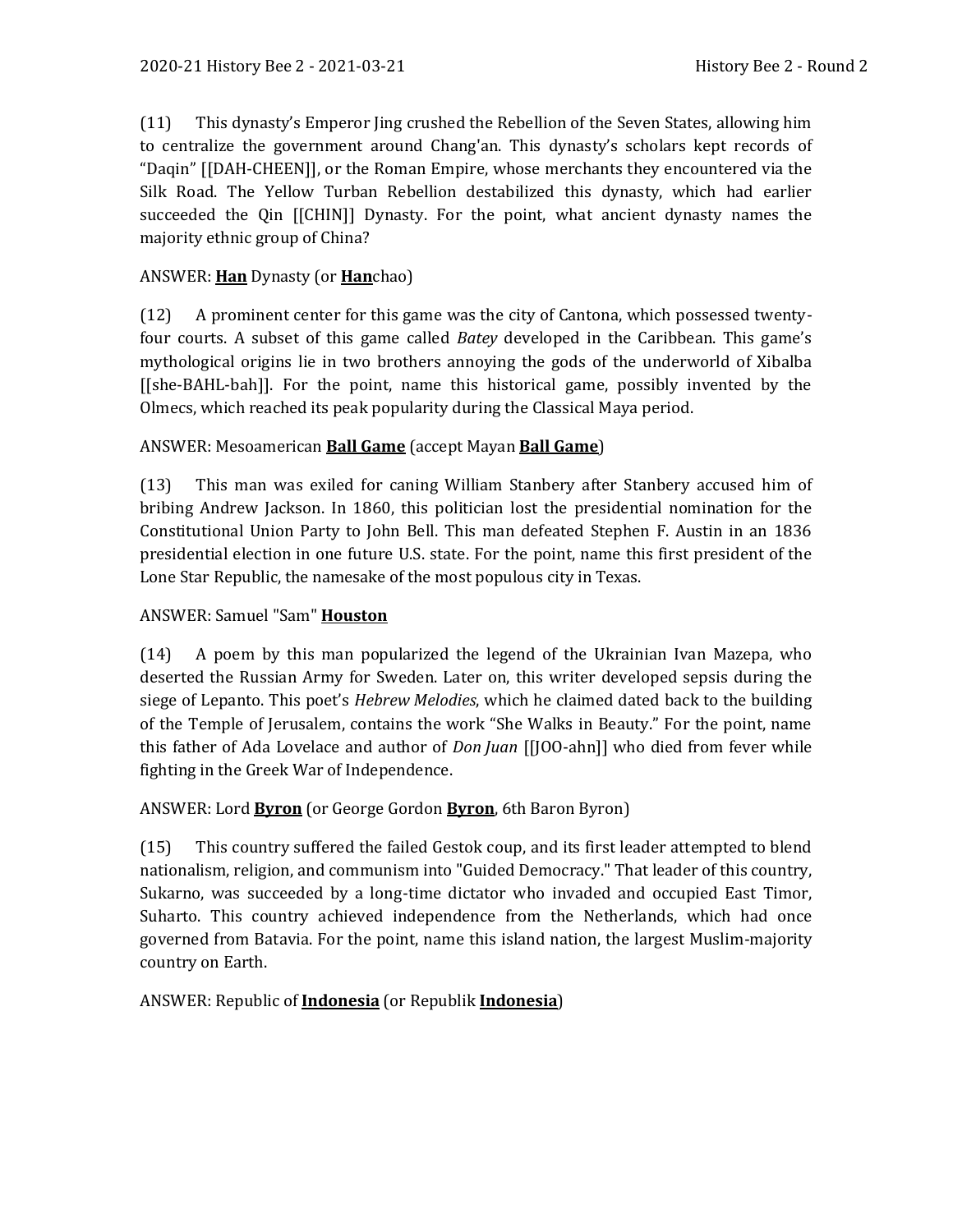(11) This dynasty's Emperor Jing crushed the Rebellion of the Seven States, allowing him to centralize the government around Chang'an. This dynasty's scholars kept records of "Daqin" [[DAH-CHEEN]], or the Roman Empire, whose merchants they encountered via the Silk Road. The Yellow Turban Rebellion destabilized this dynasty, which had earlier succeeded the Qin [[CHIN]] Dynasty. For the point, what ancient dynasty names the majority ethnic group of China?

ANSWER: **Han** Dynasty (or **Han**chao)

(12) A prominent center for this game was the city of Cantona, which possessed twenty-four courts. A subset of this game called *Batey* developed in the Caribbean. This game's mythological origins lie in two brothers annoying the gods of the underworld of Xibalba [[she-BAHL-bah]]. For the point, name this historical game, possibly invented by the Olmecs, which reached its peak popularity during the Classical Maya period.

ANSWER: Mesoamerican **Ball Game** (accept Mayan **Ball Game**)

(13) This man was exiled for caning William Stanbery after Stanbery accused him of bribing Andrew Jackson. In 1860, this politician lost the presidential nomination for the Constitutional Union Party to John Bell. This man defeated Stephen F. Austin in an 1836 presidential election in one future U.S. state. For the point, name this first president of the Lone Star Republic, the namesake of the most populous city in Texas.

ANSWER: Samuel "Sam" **Houston**

(14) A poem by this man popularized the legend of the Ukrainian Ivan Mazepa, who deserted the Russian Army for Sweden. Later on, this writer developed sepsis during the siege of Lepanto. This poet's *Hebrew Melodies*, which he claimed dated back to the building of the Temple of Jerusalem, contains the work "She Walks in Beauty." For the point, name this father of Ada Lovelace and author of *Don Juan* [[JOO-ahn]] who died from fever while fighting in the Greek War of Independence.

ANSWER: Lord **Byron** (or George Gordon **Byron**, 6th Baron Byron)

(15) This country suffered the failed Gestok coup, and its first leader attempted to blend nationalism, religion, and communism into "Guided Democracy." That leader of this country, Sukarno, was succeeded by a long-time dictator who invaded and occupied East Timor, Suharto. This country achieved independence from the Netherlands, which had once governed from Batavia. For the point, name this island nation, the largest Muslim-majority country on Earth.

ANSWER: Republic of **Indonesia** (or Republik **Indonesia**)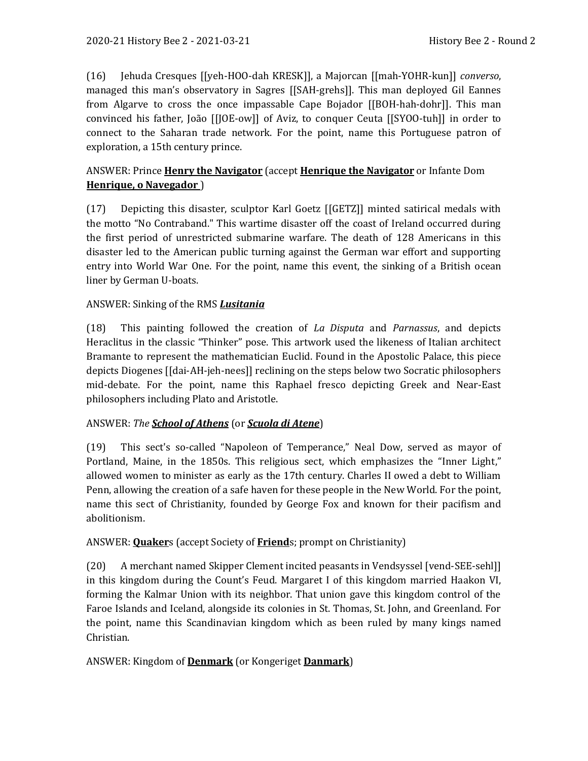(16) Jehuda Cresques [[yeh-HOO-dah KRESK]], a Majorcan [[mah-YOHR-kun]] *converso*, managed this man's observatory in Sagres [[SAH-grehs]]. This man deployed Gil Eannes from Algarve to cross the once impassable Cape Bojador [[BOH-hah-dohr]]. This man convinced his father, João [[JOE-ow]] of Aviz, to conquer Ceuta [[SYOO-tuh]] in order to connect to the Saharan trade network. For the point, name this Portuguese patron of exploration, a 15th century prince.

ANSWER: Prince **Henry the Navigator** (accept **Henrique the Navigator** or Infante Dom **Henrique, o Navegador** )

(17) Depicting this disaster, sculptor Karl Goetz [[GETZ]] minted satirical medals with the motto "No Contraband." This wartime disaster off the coast of Ireland occurred during the first period of unrestricted submarine warfare. The death of 128 Americans in this disaster led to the American public turning against the German war effort and supporting entry into World War One. For the point, name this event, the sinking of a British ocean liner by German U-boats.

ANSWER: Sinking of the RMS ***Lusitania***

(18) This painting followed the creation of *La Disputa* and *Parnassus*, and depicts Heraclitus in the classic "Thinker" pose. This artwork used the likeness of Italian architect Bramante to represent the mathematician Euclid. Found in the Apostolic Palace, this piece depicts Diogenes [[dai-AH-jeh-nees]] reclining on the steps below two Socratic philosophers mid-debate. For the point, name this Raphael fresco depicting Greek and Near-East philosophers including Plato and Aristotle.

ANSWER: *The* ***School of Athens*** (or ***Scuola di Atene***)

(19) This sect's so-called "Napoleon of Temperance," Neal Dow, served as mayor of Portland, Maine, in the 1850s. This religious sect, which emphasizes the "Inner Light," allowed women to minister as early as the 17th century. Charles II owed a debt to William Penn, allowing the creation of a safe haven for these people in the New World. For the point, name this sect of Christianity, founded by George Fox and known for their pacifism and abolitionism.

ANSWER: **Quaker**s (accept Society of **Friend**s; prompt on Christianity)

(20) A merchant named Skipper Clement incited peasants in Vendsyssel [vend-SEE-sehl]] in this kingdom during the Count's Feud. Margaret I of this kingdom married Haakon VI, forming the Kalmar Union with its neighbor. That union gave this kingdom control of the Faroe Islands and Iceland, alongside its colonies in St. Thomas, St. John, and Greenland. For the point, name this Scandinavian kingdom which as been ruled by many kings named Christian.

ANSWER: Kingdom of **Denmark** (or Kongeriget **Danmark**)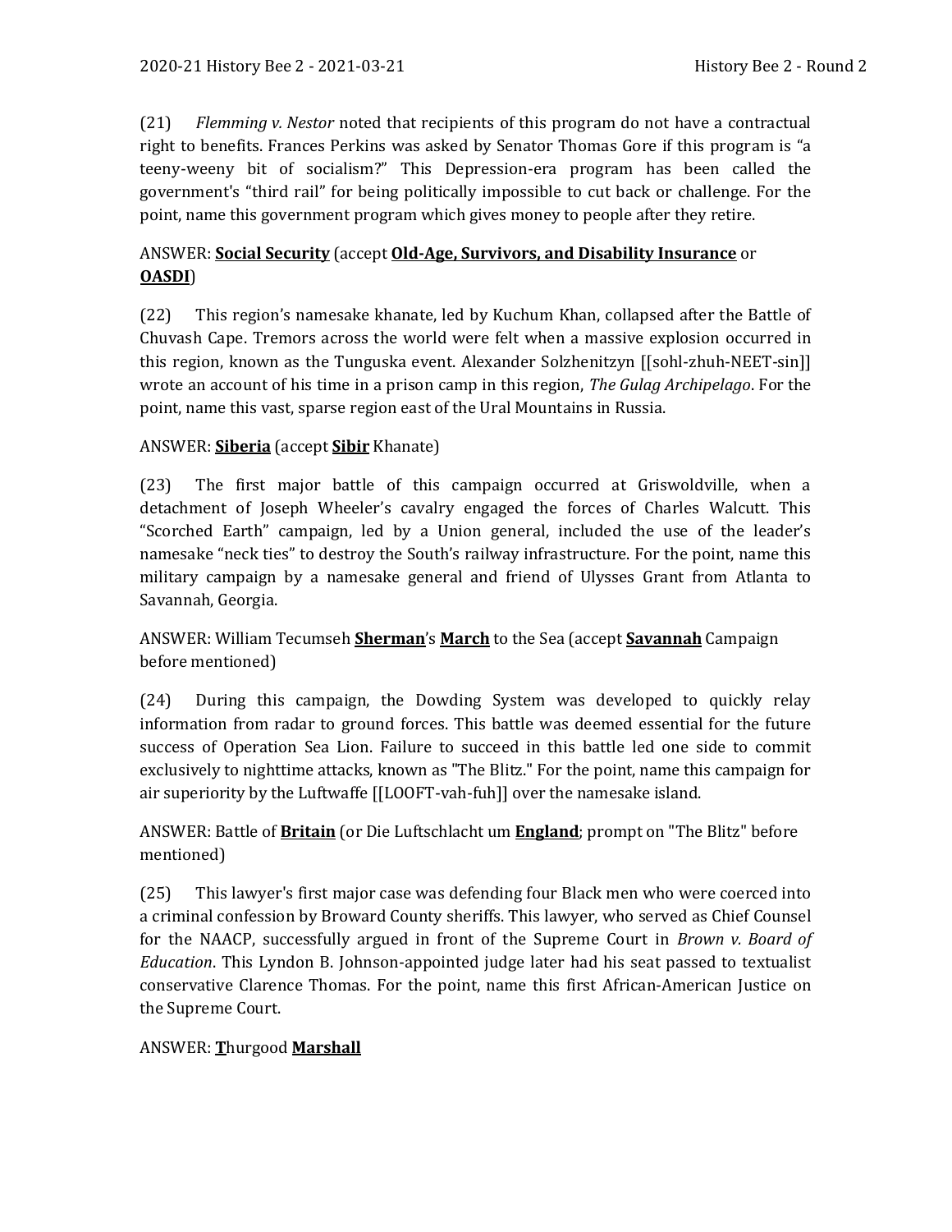(21) *Flemming v. Nestor* noted that recipients of this program do not have a contractual right to benefits. Frances Perkins was asked by Senator Thomas Gore if this program is "a teeny-weeny bit of socialism?" This Depression-era program has been called the government's "third rail" for being politically impossible to cut back or challenge. For the point, name this government program which gives money to people after they retire.

ANSWER: **Social Security** (accept **Old-Age, Survivors, and Disability Insurance** or **OASDI**)

(22) This region's namesake khanate, led by Kuchum Khan, collapsed after the Battle of Chuvash Cape. Tremors across the world were felt when a massive explosion occurred in this region, known as the Tunguska event. Alexander Solzhenitzyn [[sohl-zhuh-NEET-sin]] wrote an account of his time in a prison camp in this region, *The Gulag Archipelago*. For the point, name this vast, sparse region east of the Ural Mountains in Russia.

ANSWER: **Siberia** (accept **Sibir** Khanate)

(23) The first major battle of this campaign occurred at Griswoldville, when a detachment of Joseph Wheeler's cavalry engaged the forces of Charles Walcutt. This "Scorched Earth" campaign, led by a Union general, included the use of the leader's namesake "neck ties" to destroy the South's railway infrastructure. For the point, name this military campaign by a namesake general and friend of Ulysses Grant from Atlanta to Savannah, Georgia.

ANSWER: William Tecumseh **Sherman**'s **March** to the Sea (accept **Savannah** Campaign before mentioned)

(24) During this campaign, the Dowding System was developed to quickly relay information from radar to ground forces. This battle was deemed essential for the future success of Operation Sea Lion. Failure to succeed in this battle led one side to commit exclusively to nighttime attacks, known as "The Blitz." For the point, name this campaign for air superiority by the Luftwaffe [[LOOFT-vah-fuh]] over the namesake island.

ANSWER: Battle of **Britain** (or Die Luftschlacht um **England**; prompt on "The Blitz" before mentioned)

(25) This lawyer's first major case was defending four Black men who were coerced into a criminal confession by Broward County sheriffs. This lawyer, who served as Chief Counsel for the NAACP, successfully argued in front of the Supreme Court in *Brown v. Board of Education*. This Lyndon B. Johnson-appointed judge later had his seat passed to textualist conservative Clarence Thomas. For the point, name this first African-American Justice on the Supreme Court.

ANSWER: **T**hurgood **Marshall**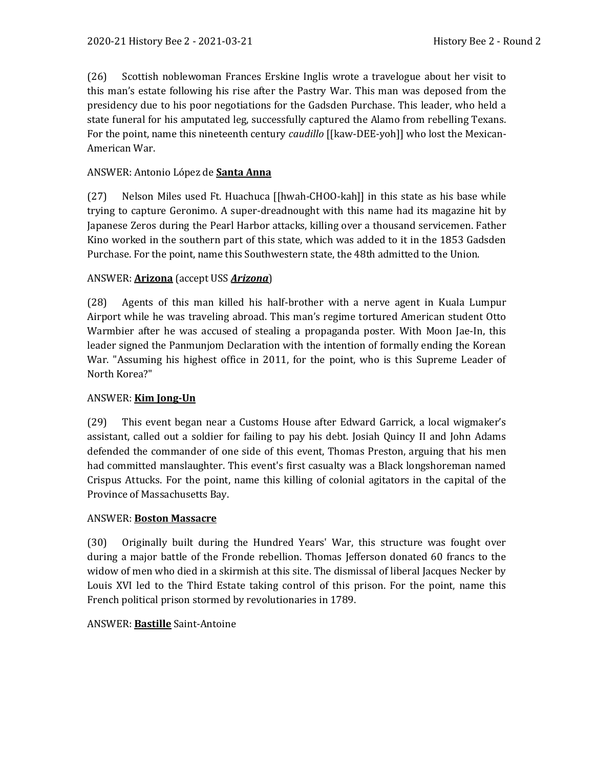(26) Scottish noblewoman Frances Erskine Inglis wrote a travelogue about her visit to this man's estate following his rise after the Pastry War. This man was deposed from the presidency due to his poor negotiations for the Gadsden Purchase. This leader, who held a state funeral for his amputated leg, successfully captured the Alamo from rebelling Texans. For the point, name this nineteenth century *caudillo* [[kaw-DEE-yoh]] who lost the Mexican-American War.

ANSWER: Antonio López de **Santa Anna**

(27) Nelson Miles used Ft. Huachuca [[hwah-CHOO-kah]] in this state as his base while trying to capture Geronimo. A super-dreadnought with this name had its magazine hit by Japanese Zeros during the Pearl Harbor attacks, killing over a thousand servicemen. Father Kino worked in the southern part of this state, which was added to it in the 1853 Gadsden Purchase. For the point, name this Southwestern state, the 48th admitted to the Union.

ANSWER: **Arizona** (accept USS ***Arizona***)

(28) Agents of this man killed his half-brother with a nerve agent in Kuala Lumpur Airport while he was traveling abroad. This man's regime tortured American student Otto Warmbier after he was accused of stealing a propaganda poster. With Moon Jae-In, this leader signed the Panmunjom Declaration with the intention of formally ending the Korean War. "Assuming his highest office in 2011, for the point, who is this Supreme Leader of North Korea?"

ANSWER: **Kim Jong-Un**

(29) This event began near a Customs House after Edward Garrick, a local wigmaker's assistant, called out a soldier for failing to pay his debt. Josiah Quincy II and John Adams defended the commander of one side of this event, Thomas Preston, arguing that his men had committed manslaughter. This event's first casualty was a Black longshoreman named Crispus Attucks. For the point, name this killing of colonial agitators in the capital of the Province of Massachusetts Bay.

ANSWER: **Boston Massacre**

(30) Originally built during the Hundred Years' War, this structure was fought over during a major battle of the Fronde rebellion. Thomas Jefferson donated 60 francs to the widow of men who died in a skirmish at this site. The dismissal of liberal Jacques Necker by Louis XVI led to the Third Estate taking control of this prison. For the point, name this French political prison stormed by revolutionaries in 1789.

ANSWER: **Bastille** Saint-Antoine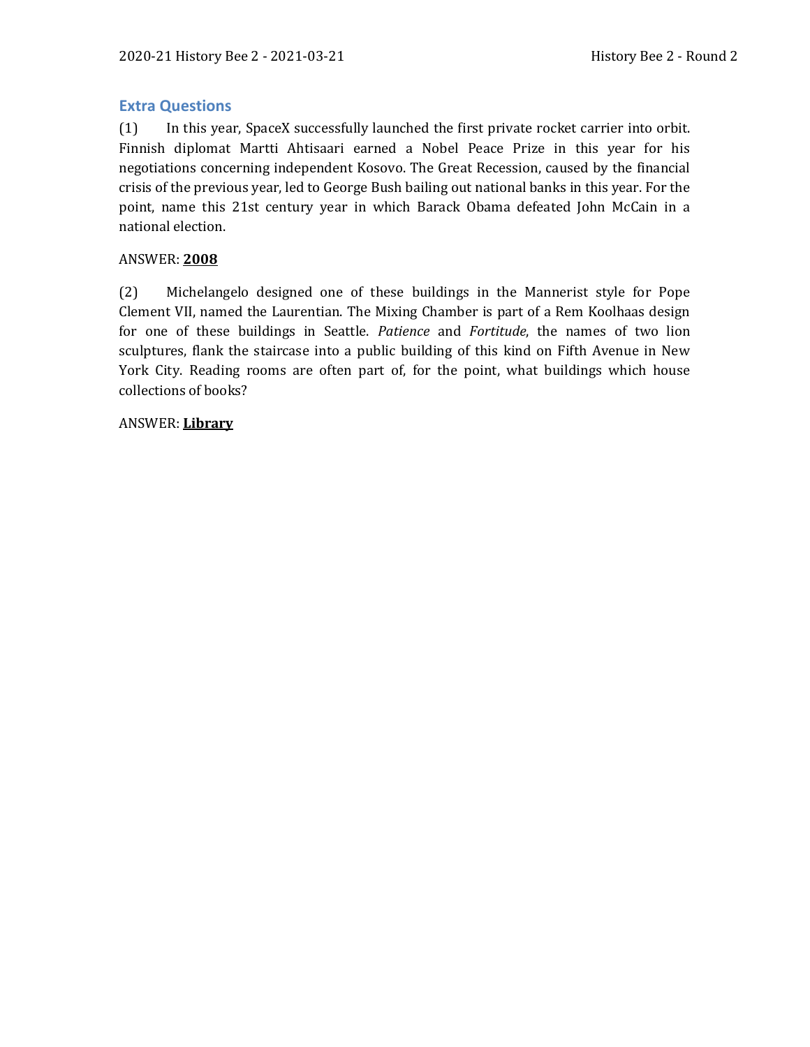## Extra Questions

(1) In this year, SpaceX successfully launched the first private rocket carrier into orbit. Finnish diplomat Martti Ahtisaari earned a Nobel Peace Prize in this year for his negotiations concerning independent Kosovo. The Great Recession, caused by the financial crisis of the previous year, led to George Bush bailing out national banks in this year. For the point, name this 21st century year in which Barack Obama defeated John McCain in a national election.

ANSWER: **2008**

(2) Michelangelo designed one of these buildings in the Mannerist style for Pope Clement VII, named the Laurentian. The Mixing Chamber is part of a Rem Koolhaas design for one of these buildings in Seattle. *Patience* and *Fortitude*, the names of two lion sculptures, flank the staircase into a public building of this kind on Fifth Avenue in New York City. Reading rooms are often part of, for the point, what buildings which house collections of books?

ANSWER: **Library**